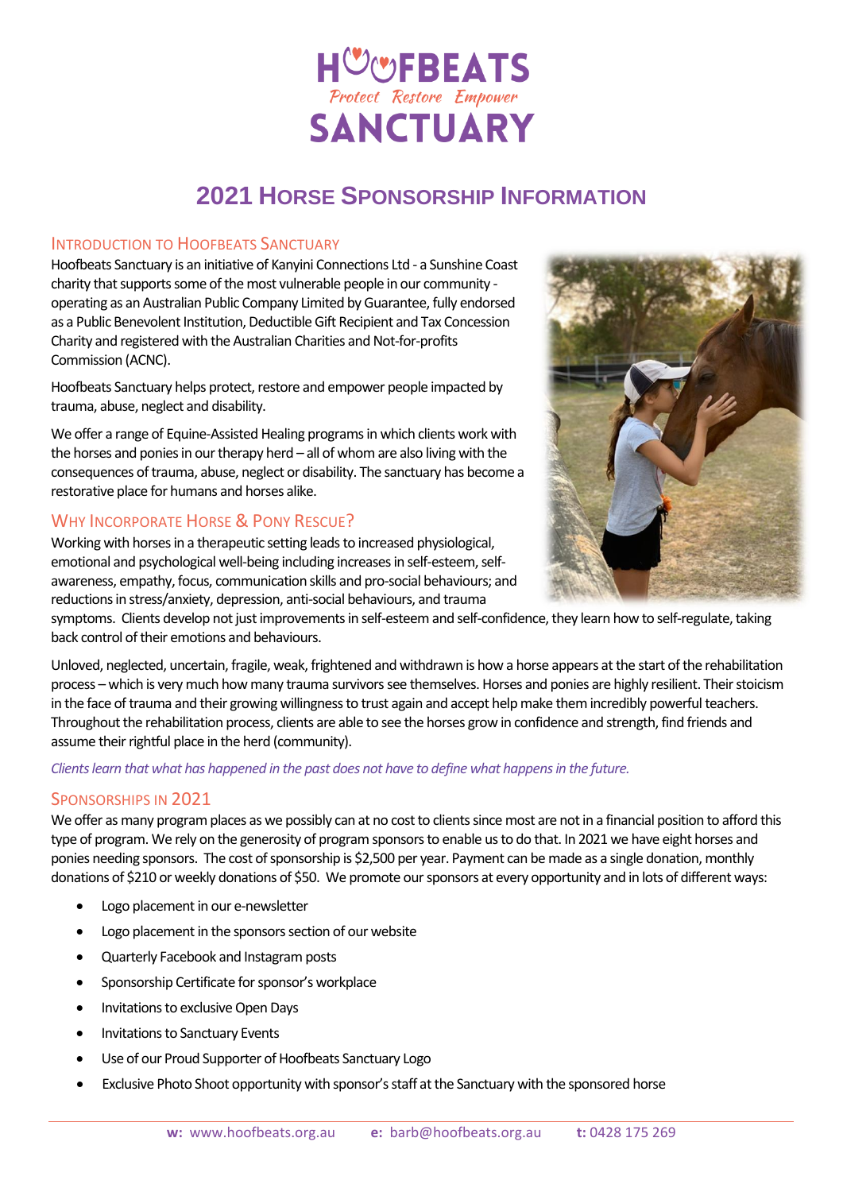# HOOFBEATS SANCTUARY

*Protect Restore Empower*

## 2021 Horse Sponsorship Information

### Introduction to Hoofbeats Sanctuary

Hoofbeats Sanctuary is an initiative of Kanyini Connections Ltd - a Sunshine Coast charity that supports some of the most vulnerable people in our community - operating as an Australian Public Company Limited by Guarantee, fully endorsed as a Public Benevolent Institution, Deductible Gift Recipient and Tax Concession Charity and registered with the Australian Charities and Not-for-profits Commission (ACNC).

Hoofbeats Sanctuary helps protect, restore and empower people impacted by trauma, abuse, neglect and disability.

We offer a range of Equine-Assisted Healing programs in which clients work with the horses and ponies in our therapy herd – all of whom are also living with the consequences of trauma, abuse, neglect or disability. The sanctuary has become a restorative place for humans and horses alike.

### Why Incorporate Horse & Pony Rescue?

Working with horses in a therapeutic setting leads to increased physiological, emotional and psychological well-being including increases in self-esteem, self-awareness, empathy, focus, communication skills and pro-social behaviours; and reductions in stress/anxiety, depression, anti-social behaviours, and trauma symptoms. Clients develop not just improvements in self-esteem and self-confidence, they learn how to self-regulate, taking back control of their emotions and behaviours.

Unloved, neglected, uncertain, fragile, weak, frightened and withdrawn is how a horse appears at the start of the rehabilitation process – which is very much how many trauma survivors see themselves. Horses and ponies are highly resilient. Their stoicism in the face of trauma and their growing willingness to trust again and accept help make them incredibly powerful teachers. Throughout the rehabilitation process, clients are able to see the horses grow in confidence and strength, find friends and assume their rightful place in the herd (community).

*Clients learn that what has happened in the past does not have to define what happens in the future.*

### Sponsorships in 2021

We offer as many program places as we possibly can at no cost to clients since most are not in a financial position to afford this type of program. We rely on the generosity of program sponsors to enable us to do that. In 2021 we have eight horses and ponies needing sponsors. The cost of sponsorship is $2,500 per year. Payment can be made as a single donation, monthly donations of $210 or weekly donations of $50. We promote our sponsors at every opportunity and in lots of different ways:

- Logo placement in our e-newsletter
- Logo placement in the sponsors section of our website
- Quarterly Facebook and Instagram posts
- Sponsorship Certificate for sponsor's workplace
- Invitations to exclusive Open Days
- Invitations to Sanctuary Events
- Use of our Proud Supporter of Hoofbeats Sanctuary Logo
- Exclusive Photo Shoot opportunity with sponsor's staff at the Sanctuary with the sponsored horse

**w:** www.hoofbeats.org.au **e:** barb@hoofbeats.org.au **t:** 0428 175 269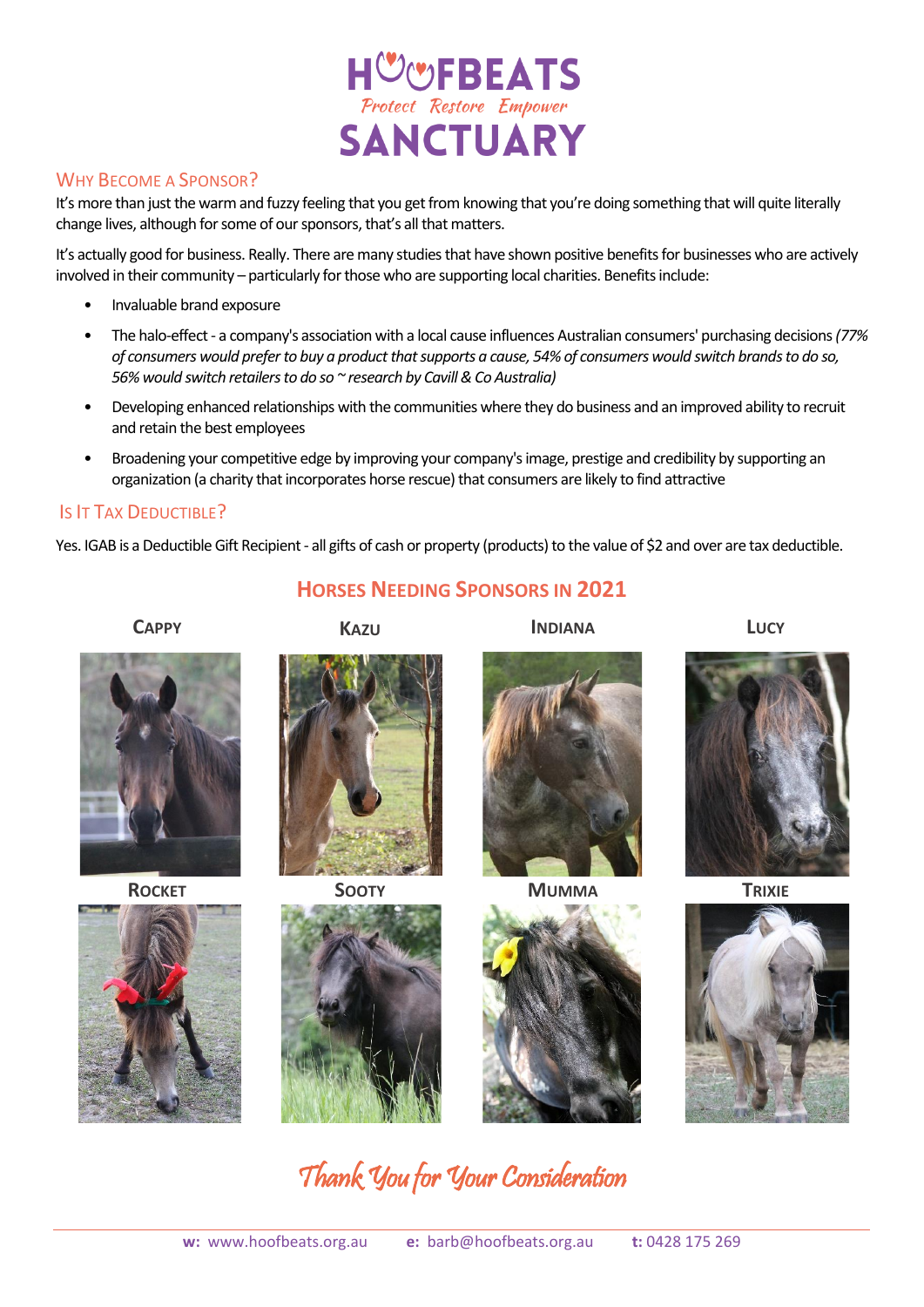# HOOFBEATS SANCTUARY

*Protect Restore Empower*

## Why Become a Sponsor?

It's more than just the warm and fuzzy feeling that you get from knowing that you're doing something that will quite literally change lives, although for some of our sponsors, that's all that matters.

It's actually good for business. Really. There are many studies that have shown positive benefits for businesses who are actively involved in their community – particularly for those who are supporting local charities. Benefits include:

- Invaluable brand exposure
- The halo-effect - a company's association with a local cause influences Australian consumers' purchasing decisions *(77% of consumers would prefer to buy a product that supports a cause, 54% of consumers would switch brands to do so, 56% would switch retailers to do so ~ research by Cavill & Co Australia)*
- Developing enhanced relationships with the communities where they do business and an improved ability to recruit and retain the best employees
- Broadening your competitive edge by improving your company's image, prestige and credibility by supporting an organization (a charity that incorporates horse rescue) that consumers are likely to find attractive

## Is It Tax Deductible?

Yes. IGAB is a Deductible Gift Recipient - all gifts of cash or property (products) to the value of $2 and over are tax deductible.

## Horses Needing Sponsors in 2021

**Cappy** **Kazu** **Indiana** **Lucy**

**Rocket** **Sooty** **Mumma** **Trixie**

*Thank You for Your Consideration*

**w:** www.hoofbeats.org.au **e:** barb@hoofbeats.org.au **t:** 0428 175 269